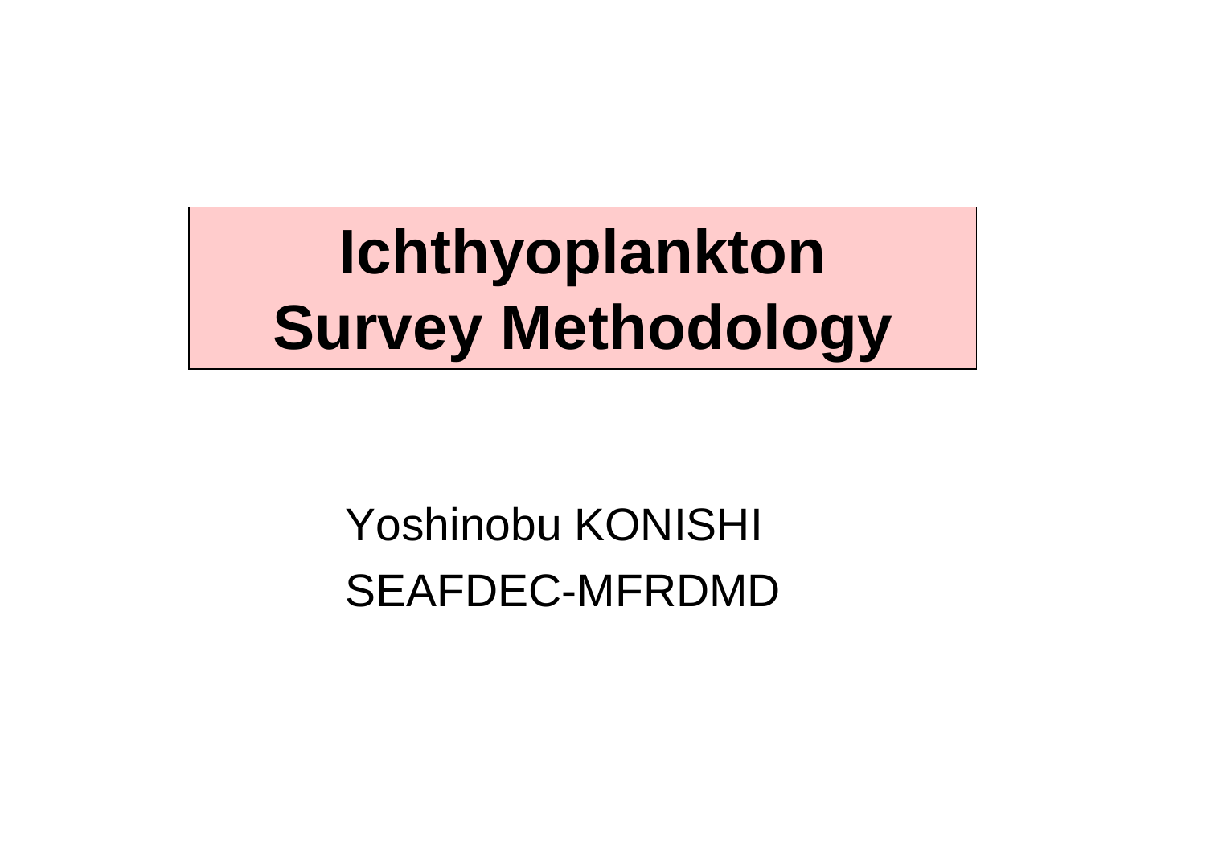# Ichthyoplankton Survey Methodology

Yoshinobu KONISHI

SEAFDEC-MFRDMD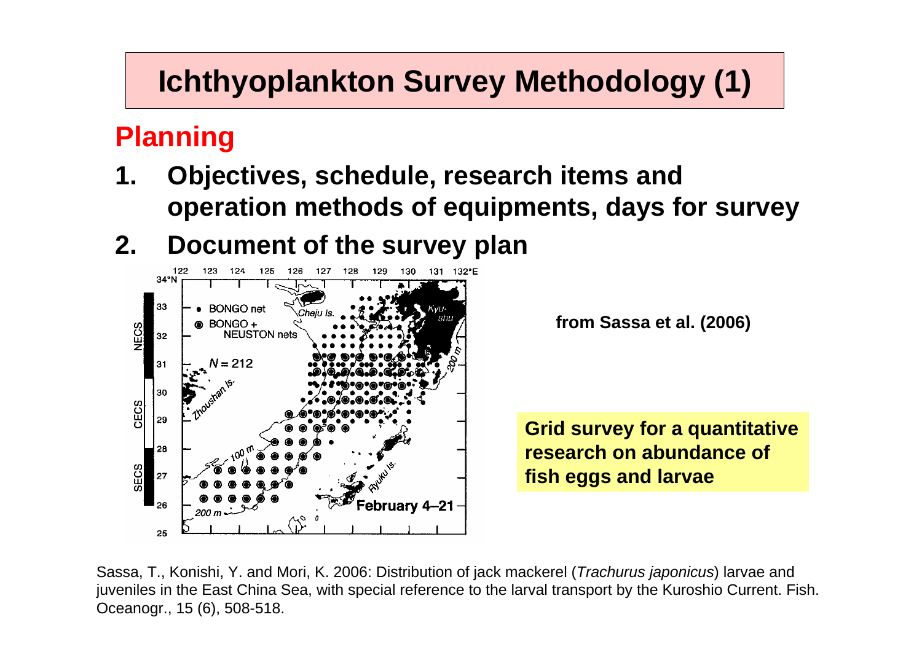# Ichthyoplankton Survey Methodology (1)

## Planning

1. **Objectives, schedule, research items and operation methods of equipments, days for survey**
2. **Document of the survey plan**

**from Sassa et al. (2006)**

**Grid survey for a quantitative research on abundance of fish eggs and larvae**

Sassa, T., Konishi, Y. and Mori, K. 2006: Distribution of jack mackerel (*Trachurus japonicus*) larvae and juveniles in the East China Sea, with special reference to the larval transport by the Kuroshio Current. Fish. Oceanogr., 15 (6), 508-518.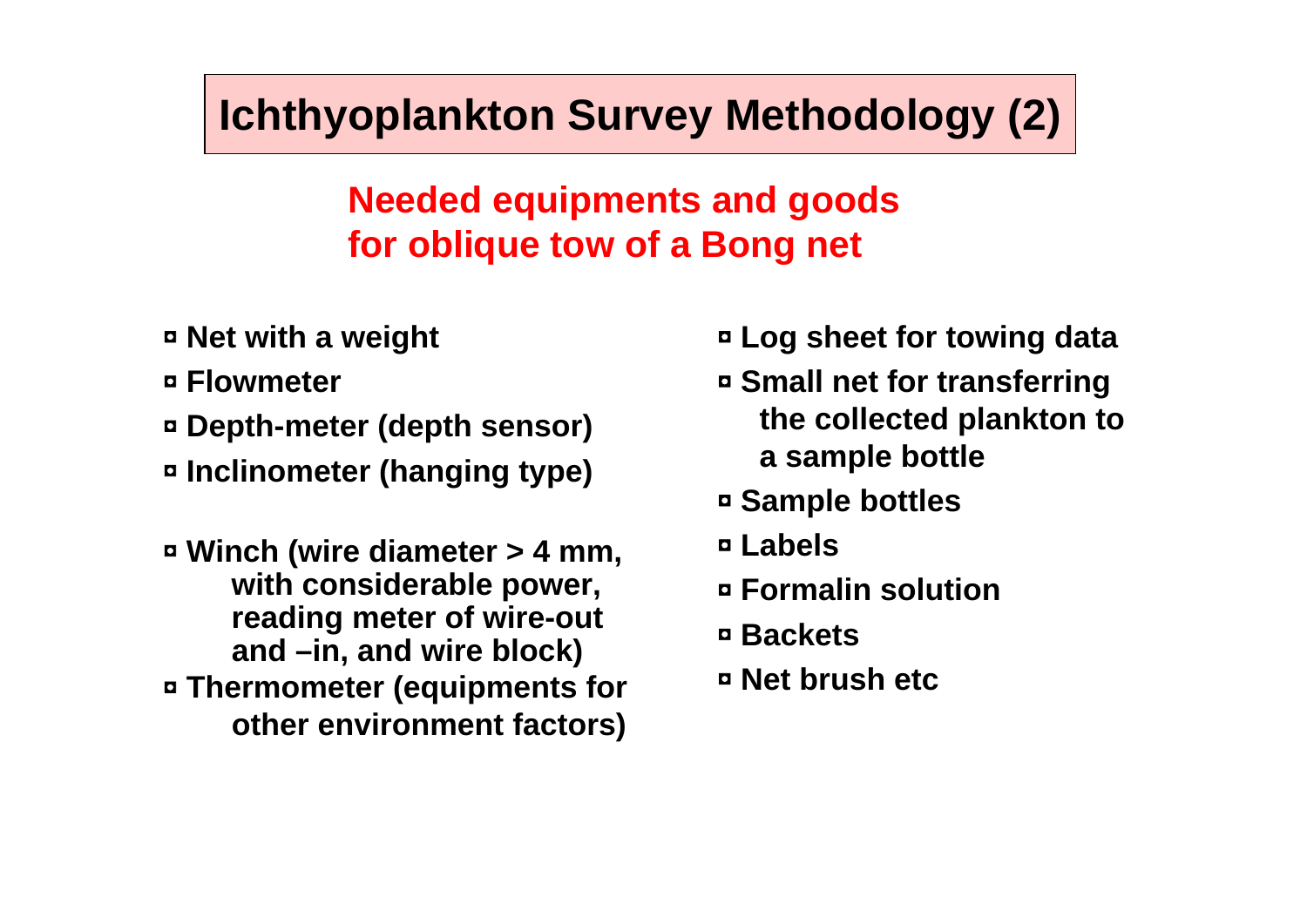# Ichthyoplankton Survey Methodology (2)

## Needed equipments and goods for oblique tow of a Bong net

- **Net with a weight**
- **Flowmeter**
- **Depth-meter (depth sensor)**
- **Inclinometer (hanging type)**
- **Winch (wire diameter > 4 mm, with considerable power, reading meter of wire-out and –in, and wire block)**
- **Thermometer (equipments for other environment factors)**
- **Log sheet for towing data**
- **Small net for transferring the collected plankton to a sample bottle**
- **Sample bottles**
- **Labels**
- **Formalin solution**
- **Backets**
- **Net brush etc**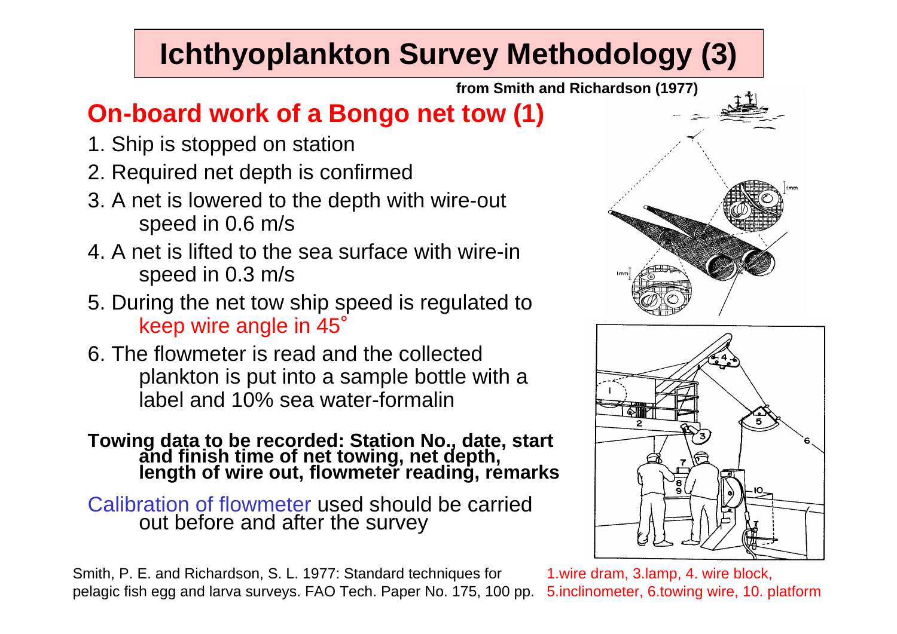# Ichthyoplankton Survey Methodology (3)

**from Smith and Richardson (1977)**

## On-board work of a Bongo net tow (1)

1. Ship is stopped on station
2. Required net depth is confirmed
3. A net is lowered to the depth with wire-out speed in 0.6 m/s
4. A net is lifted to the sea surface with wire-in speed in 0.3 m/s
5. During the net tow ship speed is regulated to keep wire angle in 45˚
6. The flowmeter is read and the collected plankton is put into a sample bottle with a label and 10% sea water-formalin

**Towing data to be recorded: Station No., date, start and finish time of net towing, net depth, length of wire out, flowmeter reading, remarks**

Calibration of flowmeter used should be carried out before and after the survey

Smith, P. E. and Richardson, S. L. 1977: Standard techniques for pelagic fish egg and larva surveys. FAO Tech. Paper No. 175, 100 pp.

1.wire dram, 3.lamp, 4. wire block, 5.inclinometer, 6.towing wire, 10. platform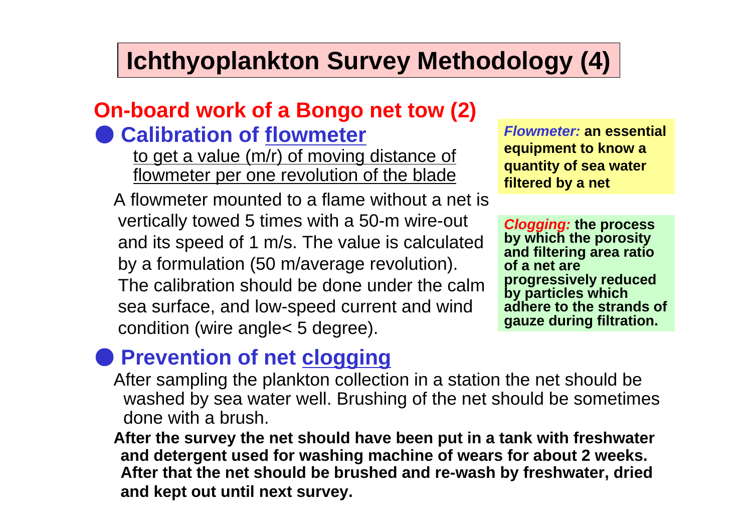# Ichthyoplankton Survey Methodology (4)

## On-board work of a Bongo net tow (2)

### ● Calibration of flowmeter

to get a value (m/r) of moving distance of flowmeter per one revolution of the blade

A flowmeter mounted to a flame without a net is vertically towed 5 times with a 50-m wire-out and its speed of 1 m/s. The value is calculated by a formulation (50 m/average revolution). The calibration should be done under the calm sea surface, and low-speed current and wind condition (wire angle< 5 degree).

***Flowmeter:*** **an essential equipment to know a quantity of sea water filtered by a net**

***Clogging:*** **the process by which the porosity and filtering area ratio of a net are progressively reduced by particles which adhere to the strands of gauze during filtration.**

### ● Prevention of net clogging

After sampling the plankton collection in a station the net should be washed by sea water well. Brushing of the net should be sometimes done with a brush.

**After the survey the net should have been put in a tank with freshwater and detergent used for washing machine of wears for about 2 weeks. After that the net should be brushed and re-wash by freshwater, dried and kept out until next survey.**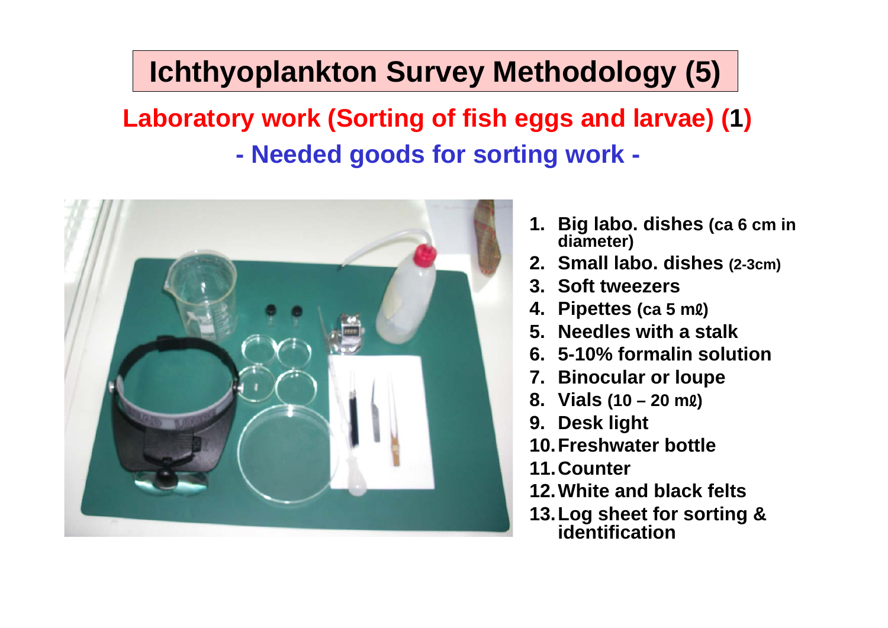# Ichthyoplankton Survey Methodology (5)

## Laboratory work (Sorting of fish eggs and larvae) (1)

### - Needed goods for sorting work -

1. **Big labo. dishes (ca 6 cm in diameter)**
2. **Small labo. dishes (2-3cm)**
3. **Soft tweezers**
4. **Pipettes (ca 5 mℓ)**
5. **Needles with a stalk**
6. **5-10% formalin solution**
7. **Binocular or loupe**
8. **Vials (10 – 20 mℓ)**
9. **Desk light**
10. **Freshwater bottle**
11. **Counter**
12. **White and black felts**
13. **Log sheet for sorting & identification**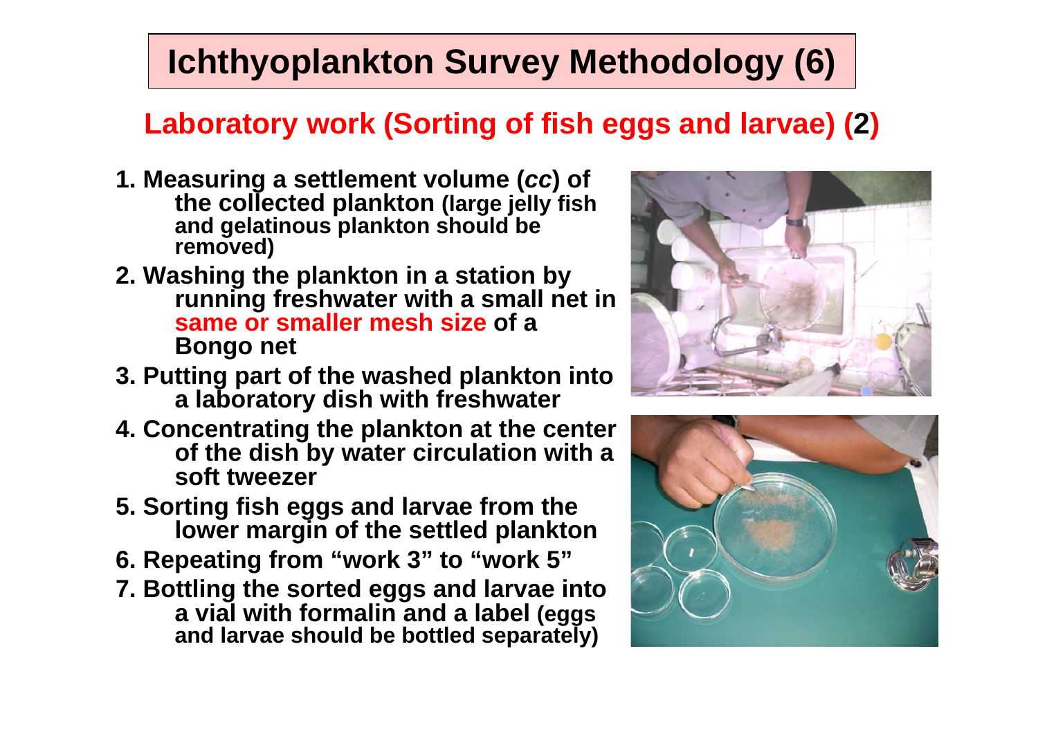# Ichthyoplankton Survey Methodology (6)

## Laboratory work (Sorting of fish eggs and larvae) (2)

1. **Measuring a settlement volume (*cc*) of the collected plankton (large jelly fish and gelatinous plankton should be removed)**
2. **Washing the plankton in a station by running freshwater with a small net in same or smaller mesh size of a Bongo net**
3. **Putting part of the washed plankton into a laboratory dish with freshwater**
4. **Concentrating the plankton at the center of the dish by water circulation with a soft tweezer**
5. **Sorting fish eggs and larvae from the lower margin of the settled plankton**
6. **Repeating from "work 3" to "work 5"**
7. **Bottling the sorted eggs and larvae into a vial with formalin and a label (eggs and larvae should be bottled separately)**